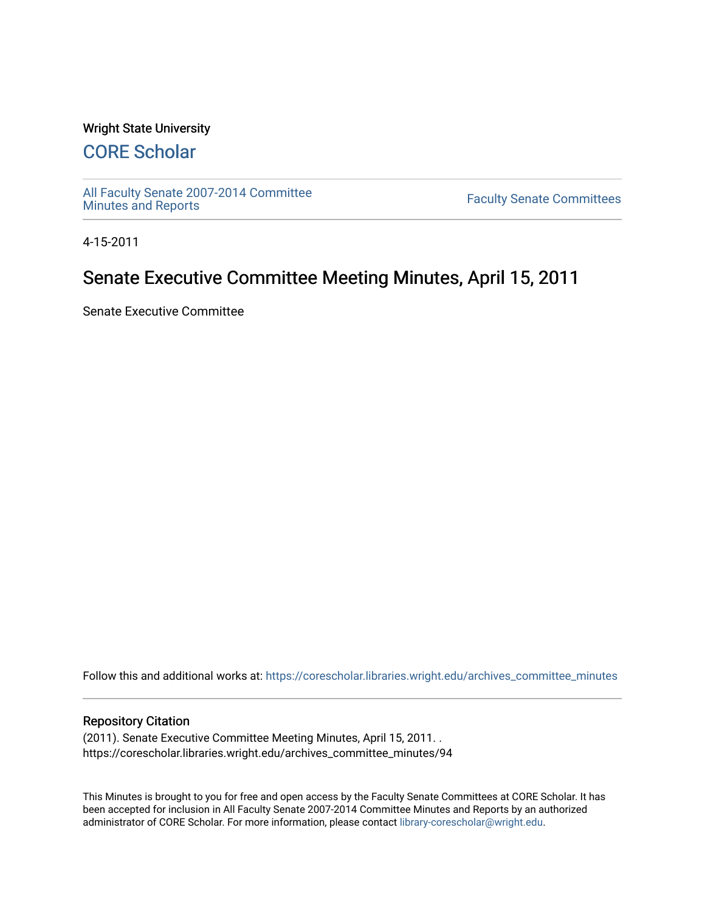Wright State University

# CORE Scholar

All Faculty Senate 2007-2014 Committee Minutes and Reports

Faculty Senate Committees

4-15-2011

## Senate Executive Committee Meeting Minutes, April 15, 2011

Senate Executive Committee

Follow this and additional works at: https://corescholar.libraries.wright.edu/archives_committee_minutes

### Repository Citation

(2011). Senate Executive Committee Meeting Minutes, April 15, 2011. .
https://corescholar.libraries.wright.edu/archives_committee_minutes/94

This Minutes is brought to you for free and open access by the Faculty Senate Committees at CORE Scholar. It has been accepted for inclusion in All Faculty Senate 2007-2014 Committee Minutes and Reports by an authorized administrator of CORE Scholar. For more information, please contact library-corescholar@wright.edu.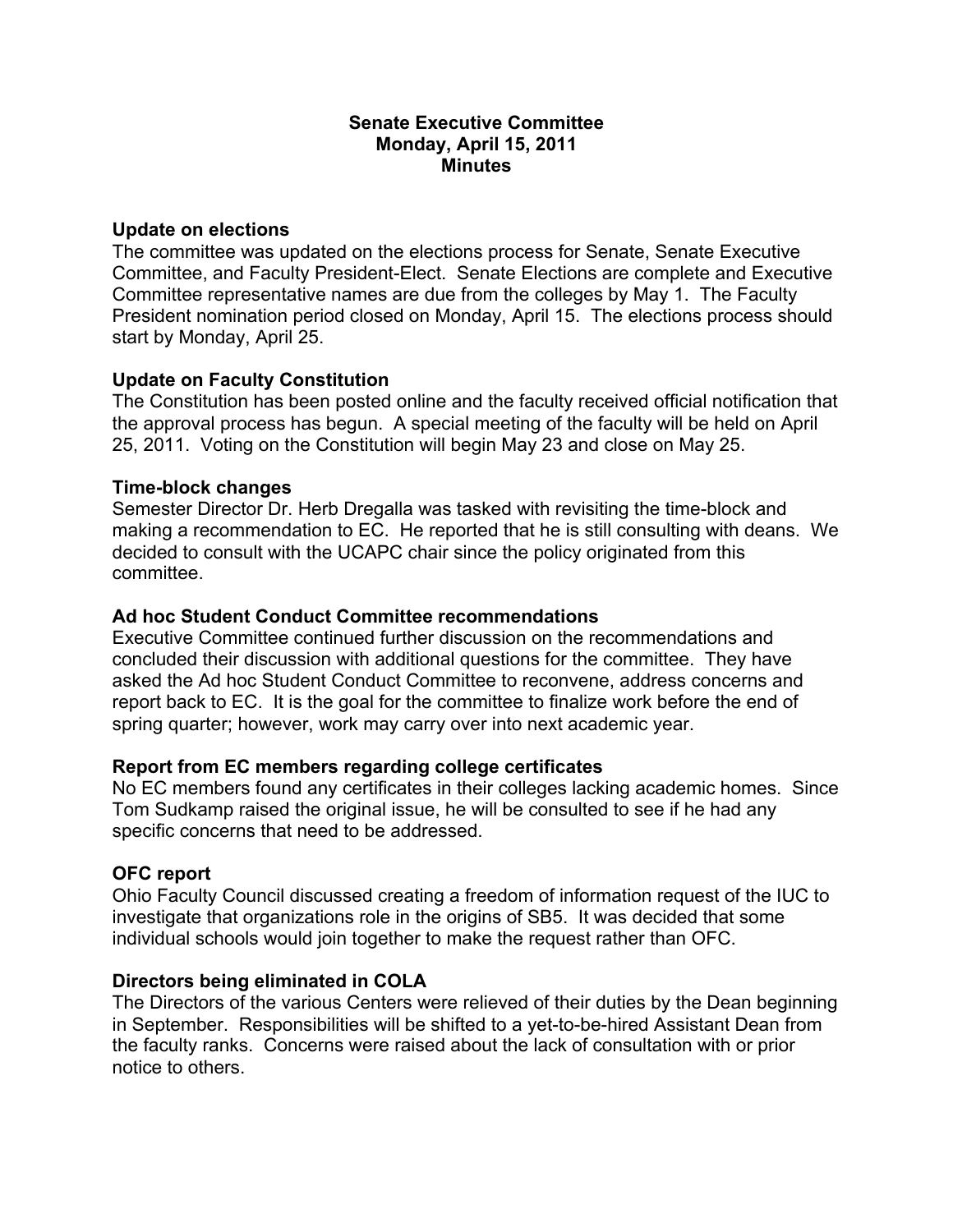# Senate Executive Committee
## Monday, April 15, 2011
## Minutes

**Update on elections**
The committee was updated on the elections process for Senate, Senate Executive Committee, and Faculty President-Elect. Senate Elections are complete and Executive Committee representative names are due from the colleges by May 1. The Faculty President nomination period closed on Monday, April 15. The elections process should start by Monday, April 25.

**Update on Faculty Constitution**
The Constitution has been posted online and the faculty received official notification that the approval process has begun. A special meeting of the faculty will be held on April 25, 2011. Voting on the Constitution will begin May 23 and close on May 25.

**Time-block changes**
Semester Director Dr. Herb Dregalla was tasked with revisiting the time-block and making a recommendation to EC. He reported that he is still consulting with deans. We decided to consult with the UCAPC chair since the policy originated from this committee.

**Ad hoc Student Conduct Committee recommendations**
Executive Committee continued further discussion on the recommendations and concluded their discussion with additional questions for the committee. They have asked the Ad hoc Student Conduct Committee to reconvene, address concerns and report back to EC. It is the goal for the committee to finalize work before the end of spring quarter; however, work may carry over into next academic year.

**Report from EC members regarding college certificates**
No EC members found any certificates in their colleges lacking academic homes. Since Tom Sudkamp raised the original issue, he will be consulted to see if he had any specific concerns that need to be addressed.

**OFC report**
Ohio Faculty Council discussed creating a freedom of information request of the IUC to investigate that organizations role in the origins of SB5. It was decided that some individual schools would join together to make the request rather than OFC.

**Directors being eliminated in COLA**
The Directors of the various Centers were relieved of their duties by the Dean beginning in September. Responsibilities will be shifted to a yet-to-be-hired Assistant Dean from the faculty ranks. Concerns were raised about the lack of consultation with or prior notice to others.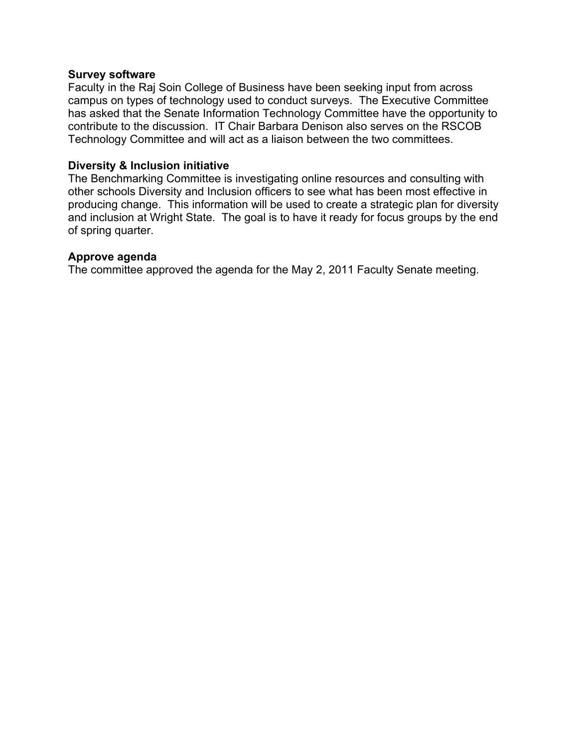**Survey software**
Faculty in the Raj Soin College of Business have been seeking input from across campus on types of technology used to conduct surveys. The Executive Committee has asked that the Senate Information Technology Committee have the opportunity to contribute to the discussion. IT Chair Barbara Denison also serves on the RSCOB Technology Committee and will act as a liaison between the two committees.

**Diversity & Inclusion initiative**
The Benchmarking Committee is investigating online resources and consulting with other schools Diversity and Inclusion officers to see what has been most effective in producing change. This information will be used to create a strategic plan for diversity and inclusion at Wright State. The goal is to have it ready for focus groups by the end of spring quarter.

**Approve agenda**
The committee approved the agenda for the May 2, 2011 Faculty Senate meeting.